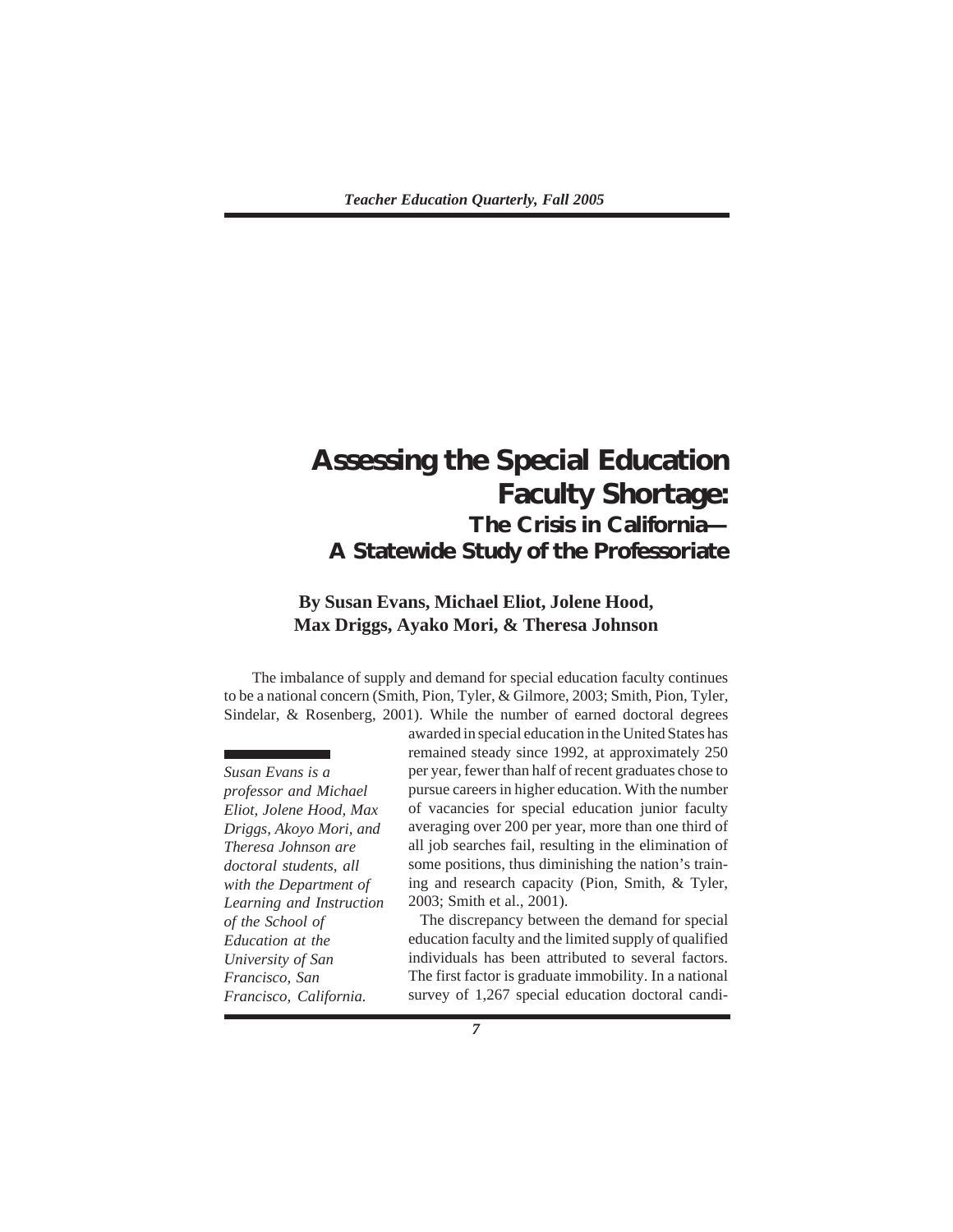// Assessing the Special Education Faculty Shortage: The Crisis in California—A Statewide Study of the Professoriate

# Assessing the Special Education Faculty Shortage:

## The Crisis in California— A Statewide Study of the Professoriate

**By Susan Evans, Michael Eliot, Jolene Hood, Max Driggs, Ayako Mori, & Theresa Johnson**

*Susan Evans is a professor and Michael Eliot, Jolene Hood, Max Driggs, Akoyo Mori, and Theresa Johnson are doctoral students, all with the Department of Learning and Instruction of the School of Education at the University of San Francisco, San Francisco, California.*

The imbalance of supply and demand for special education faculty continues to be a national concern (Smith, Pion, Tyler, & Gilmore, 2003; Smith, Pion, Tyler, Sindelar, & Rosenberg, 2001). While the number of earned doctoral degrees awarded in special education in the United States has remained steady since 1992, at approximately 250 per year, fewer than half of recent graduates chose to pursue careers in higher education. With the number of vacancies for special education junior faculty averaging over 200 per year, more than one third of all job searches fail, resulting in the elimination of some positions, thus diminishing the nation's training and research capacity (Pion, Smith, & Tyler, 2003; Smith et al., 2001).

The discrepancy between the demand for special education faculty and the limited supply of qualified individuals has been attributed to several factors. The first factor is graduate immobility. In a national survey of 1,267 special education doctoral candi-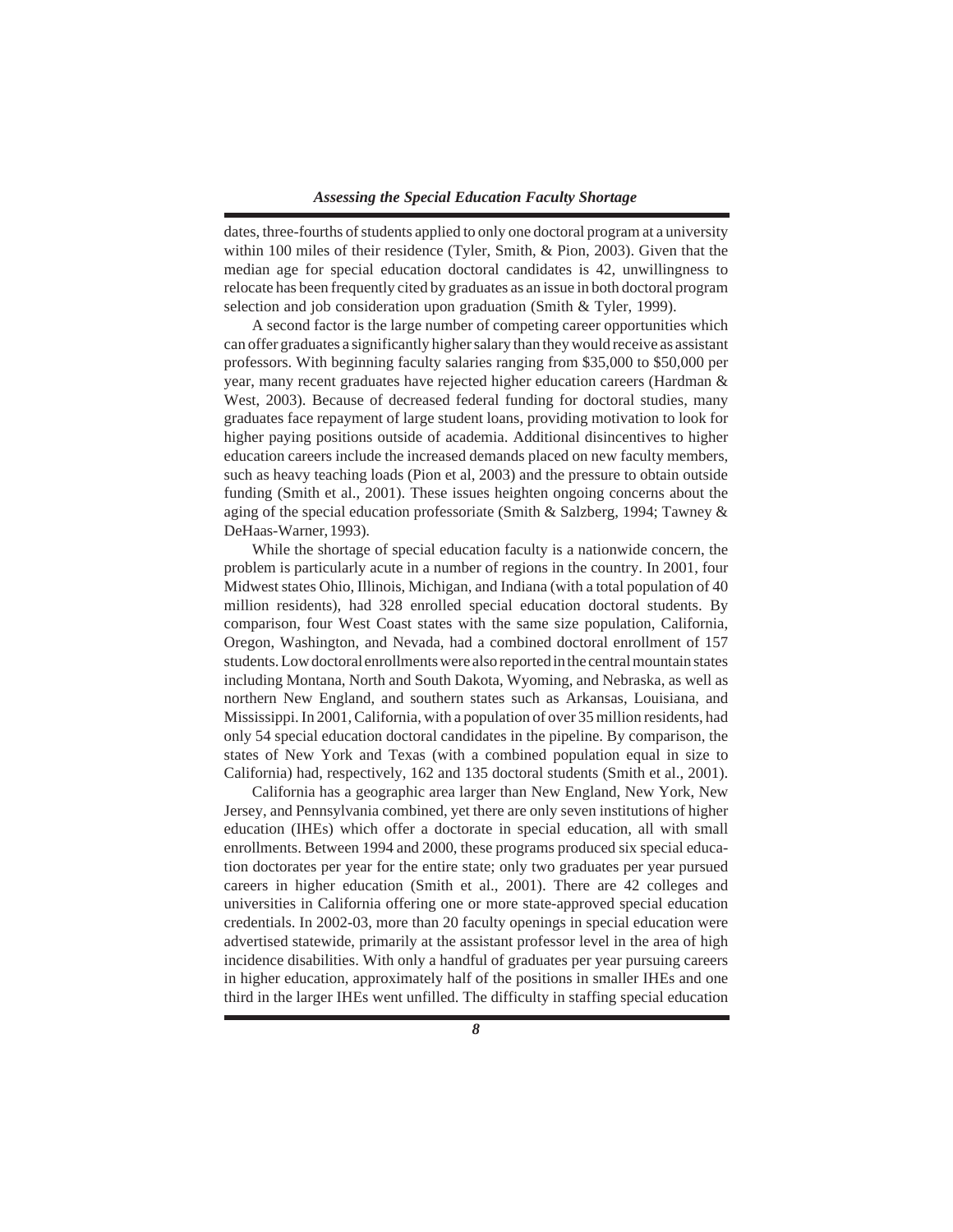dates, three-fourths of students applied to only one doctoral program at a university within 100 miles of their residence (Tyler, Smith, & Pion, 2003). Given that the median age for special education doctoral candidates is 42, unwillingness to relocate has been frequently cited by graduates as an issue in both doctoral program selection and job consideration upon graduation (Smith & Tyler, 1999).

A second factor is the large number of competing career opportunities which can offer graduates a significantly higher salary than they would receive as assistant professors. With beginning faculty salaries ranging from $35,000 to $50,000 per year, many recent graduates have rejected higher education careers (Hardman & West, 2003). Because of decreased federal funding for doctoral studies, many graduates face repayment of large student loans, providing motivation to look for higher paying positions outside of academia. Additional disincentives to higher education careers include the increased demands placed on new faculty members, such as heavy teaching loads (Pion et al, 2003) and the pressure to obtain outside funding (Smith et al., 2001). These issues heighten ongoing concerns about the aging of the special education professoriate (Smith & Salzberg, 1994; Tawney & DeHaas-Warner, 1993).

While the shortage of special education faculty is a nationwide concern, the problem is particularly acute in a number of regions in the country. In 2001, four Midwest states Ohio, Illinois, Michigan, and Indiana (with a total population of 40 million residents), had 328 enrolled special education doctoral students. By comparison, four West Coast states with the same size population, California, Oregon, Washington, and Nevada, had a combined doctoral enrollment of 157 students. Low doctoral enrollments were also reported in the central mountain states including Montana, North and South Dakota, Wyoming, and Nebraska, as well as northern New England, and southern states such as Arkansas, Louisiana, and Mississippi. In 2001, California, with a population of over 35 million residents, had only 54 special education doctoral candidates in the pipeline. By comparison, the states of New York and Texas (with a combined population equal in size to California) had, respectively, 162 and 135 doctoral students (Smith et al., 2001).

California has a geographic area larger than New England, New York, New Jersey, and Pennsylvania combined, yet there are only seven institutions of higher education (IHEs) which offer a doctorate in special education, all with small enrollments. Between 1994 and 2000, these programs produced six special education doctorates per year for the entire state; only two graduates per year pursued careers in higher education (Smith et al., 2001). There are 42 colleges and universities in California offering one or more state-approved special education credentials. In 2002-03, more than 20 faculty openings in special education were advertised statewide, primarily at the assistant professor level in the area of high incidence disabilities. With only a handful of graduates per year pursuing careers in higher education, approximately half of the positions in smaller IHEs and one third in the larger IHEs went unfilled. The difficulty in staffing special education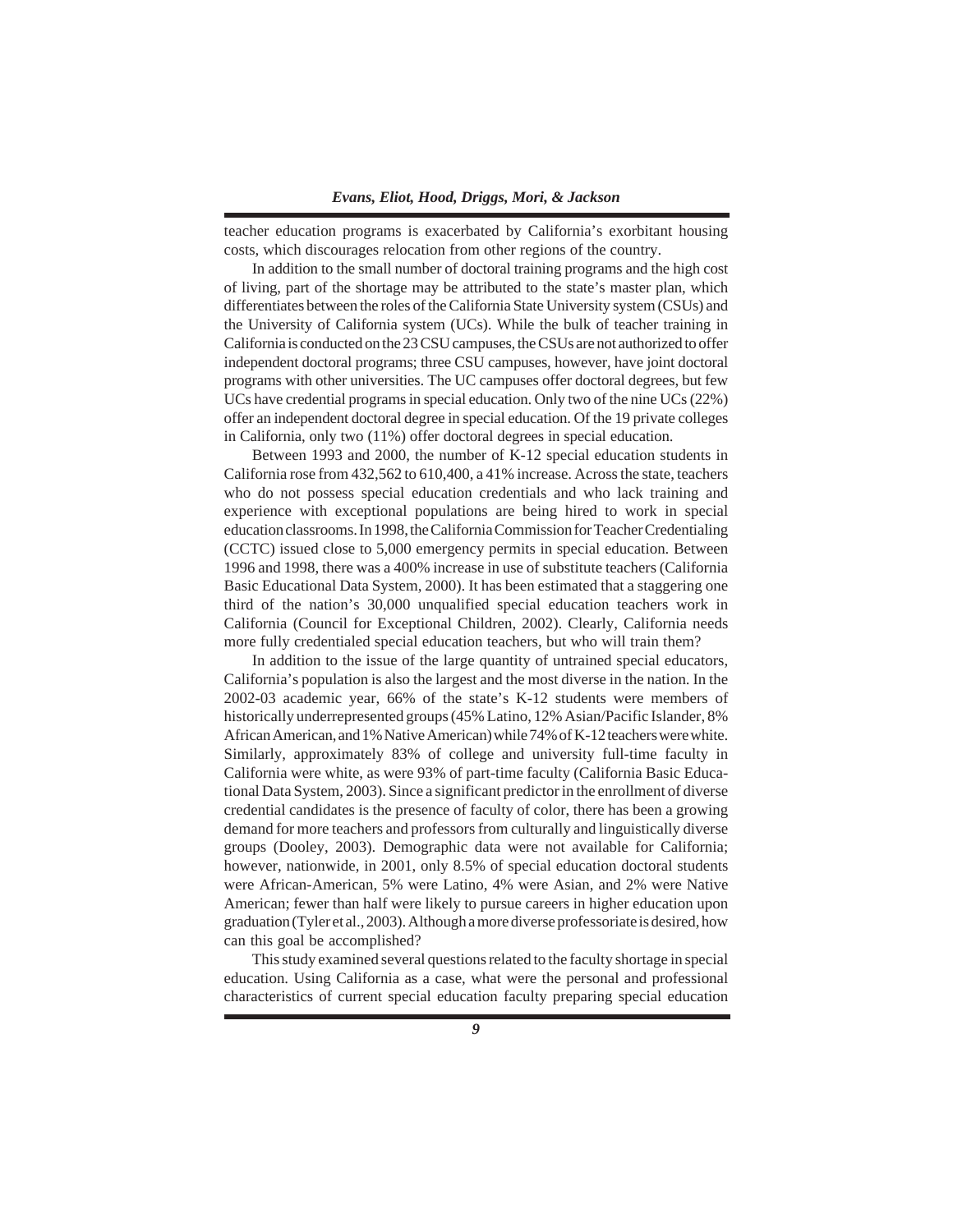teacher education programs is exacerbated by California's exorbitant housing costs, which discourages relocation from other regions of the country.

In addition to the small number of doctoral training programs and the high cost of living, part of the shortage may be attributed to the state's master plan, which differentiates between the roles of the California State University system (CSUs) and the University of California system (UCs). While the bulk of teacher training in California is conducted on the 23 CSU campuses, the CSUs are not authorized to offer independent doctoral programs; three CSU campuses, however, have joint doctoral programs with other universities. The UC campuses offer doctoral degrees, but few UCs have credential programs in special education. Only two of the nine UCs (22%) offer an independent doctoral degree in special education. Of the 19 private colleges in California, only two (11%) offer doctoral degrees in special education.

Between 1993 and 2000, the number of K-12 special education students in California rose from 432,562 to 610,400, a 41% increase. Across the state, teachers who do not possess special education credentials and who lack training and experience with exceptional populations are being hired to work in special education classrooms. In 1998, the California Commission for Teacher Credentialing (CCTC) issued close to 5,000 emergency permits in special education. Between 1996 and 1998, there was a 400% increase in use of substitute teachers (California Basic Educational Data System, 2000). It has been estimated that a staggering one third of the nation's 30,000 unqualified special education teachers work in California (Council for Exceptional Children, 2002). Clearly, California needs more fully credentialed special education teachers, but who will train them?

In addition to the issue of the large quantity of untrained special educators, California's population is also the largest and the most diverse in the nation. In the 2002-03 academic year, 66% of the state's K-12 students were members of historically underrepresented groups (45% Latino, 12% Asian/Pacific Islander, 8% African American, and 1% Native American) while 74% of K-12 teachers were white. Similarly, approximately 83% of college and university full-time faculty in California were white, as were 93% of part-time faculty (California Basic Educational Data System, 2003). Since a significant predictor in the enrollment of diverse credential candidates is the presence of faculty of color, there has been a growing demand for more teachers and professors from culturally and linguistically diverse groups (Dooley, 2003). Demographic data were not available for California; however, nationwide, in 2001, only 8.5% of special education doctoral students were African-American, 5% were Latino, 4% were Asian, and 2% were Native American; fewer than half were likely to pursue careers in higher education upon graduation (Tyler et al., 2003). Although a more diverse professoriate is desired, how can this goal be accomplished?

This study examined several questions related to the faculty shortage in special education. Using California as a case, what were the personal and professional characteristics of current special education faculty preparing special education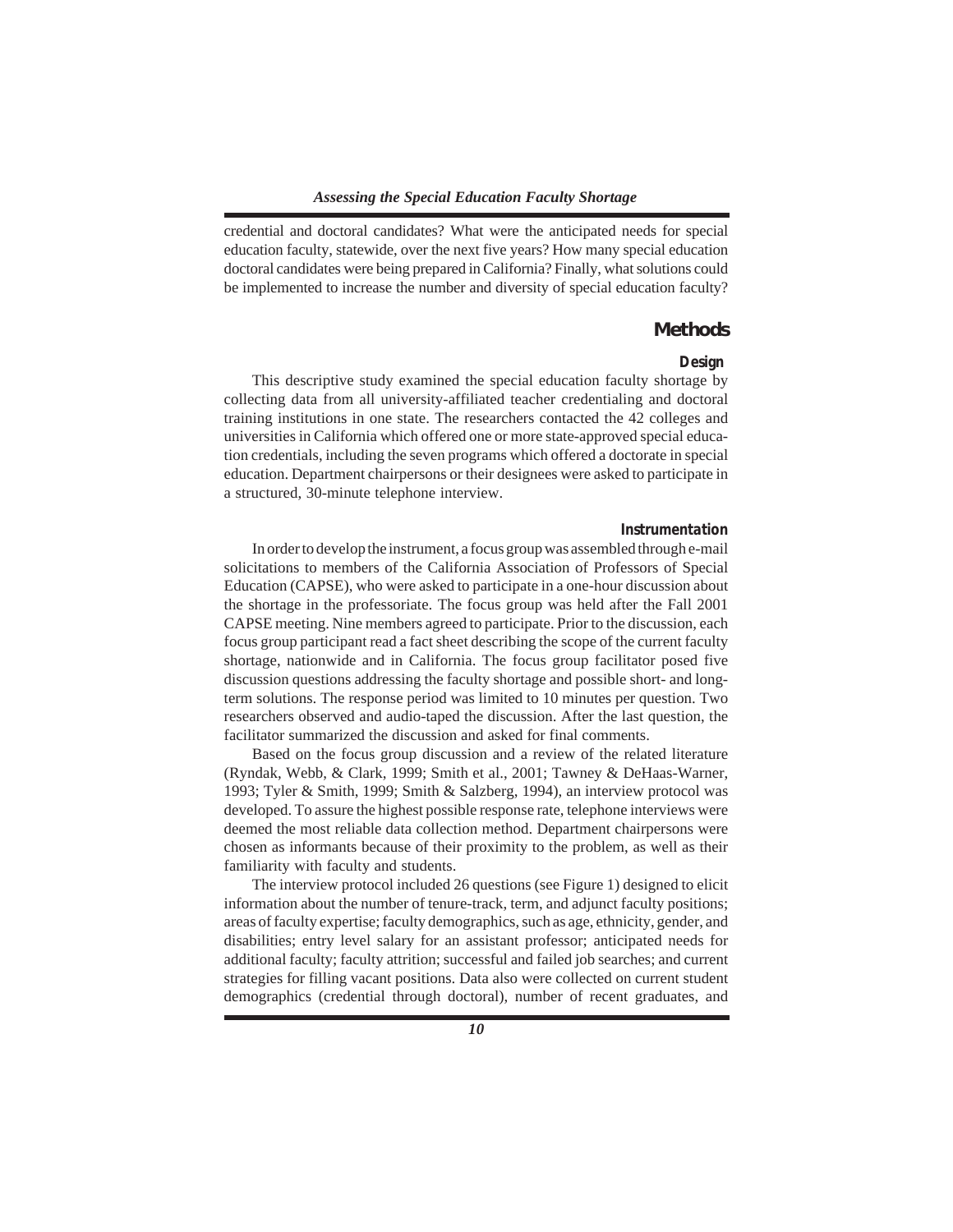credential and doctoral candidates? What were the anticipated needs for special education faculty, statewide, over the next five years? How many special education doctoral candidates were being prepared in California? Finally, what solutions could be implemented to increase the number and diversity of special education faculty?

## Methods

### Design

This descriptive study examined the special education faculty shortage by collecting data from all university-affiliated teacher credentialing and doctoral training institutions in one state. The researchers contacted the 42 colleges and universities in California which offered one or more state-approved special education credentials, including the seven programs which offered a doctorate in special education. Department chairpersons or their designees were asked to participate in a structured, 30-minute telephone interview.

### Instrumentation

In order to develop the instrument, a focus group was assembled through e-mail solicitations to members of the California Association of Professors of Special Education (CAPSE), who were asked to participate in a one-hour discussion about the shortage in the professoriate. The focus group was held after the Fall 2001 CAPSE meeting. Nine members agreed to participate. Prior to the discussion, each focus group participant read a fact sheet describing the scope of the current faculty shortage, nationwide and in California. The focus group facilitator posed five discussion questions addressing the faculty shortage and possible short- and long-term solutions. The response period was limited to 10 minutes per question. Two researchers observed and audio-taped the discussion. After the last question, the facilitator summarized the discussion and asked for final comments.

Based on the focus group discussion and a review of the related literature (Ryndak, Webb, & Clark, 1999; Smith et al., 2001; Tawney & DeHaas-Warner, 1993; Tyler & Smith, 1999; Smith & Salzberg, 1994), an interview protocol was developed. To assure the highest possible response rate, telephone interviews were deemed the most reliable data collection method. Department chairpersons were chosen as informants because of their proximity to the problem, as well as their familiarity with faculty and students.

The interview protocol included 26 questions (see Figure 1) designed to elicit information about the number of tenure-track, term, and adjunct faculty positions; areas of faculty expertise; faculty demographics, such as age, ethnicity, gender, and disabilities; entry level salary for an assistant professor; anticipated needs for additional faculty; faculty attrition; successful and failed job searches; and current strategies for filling vacant positions. Data also were collected on current student demographics (credential through doctoral), number of recent graduates, and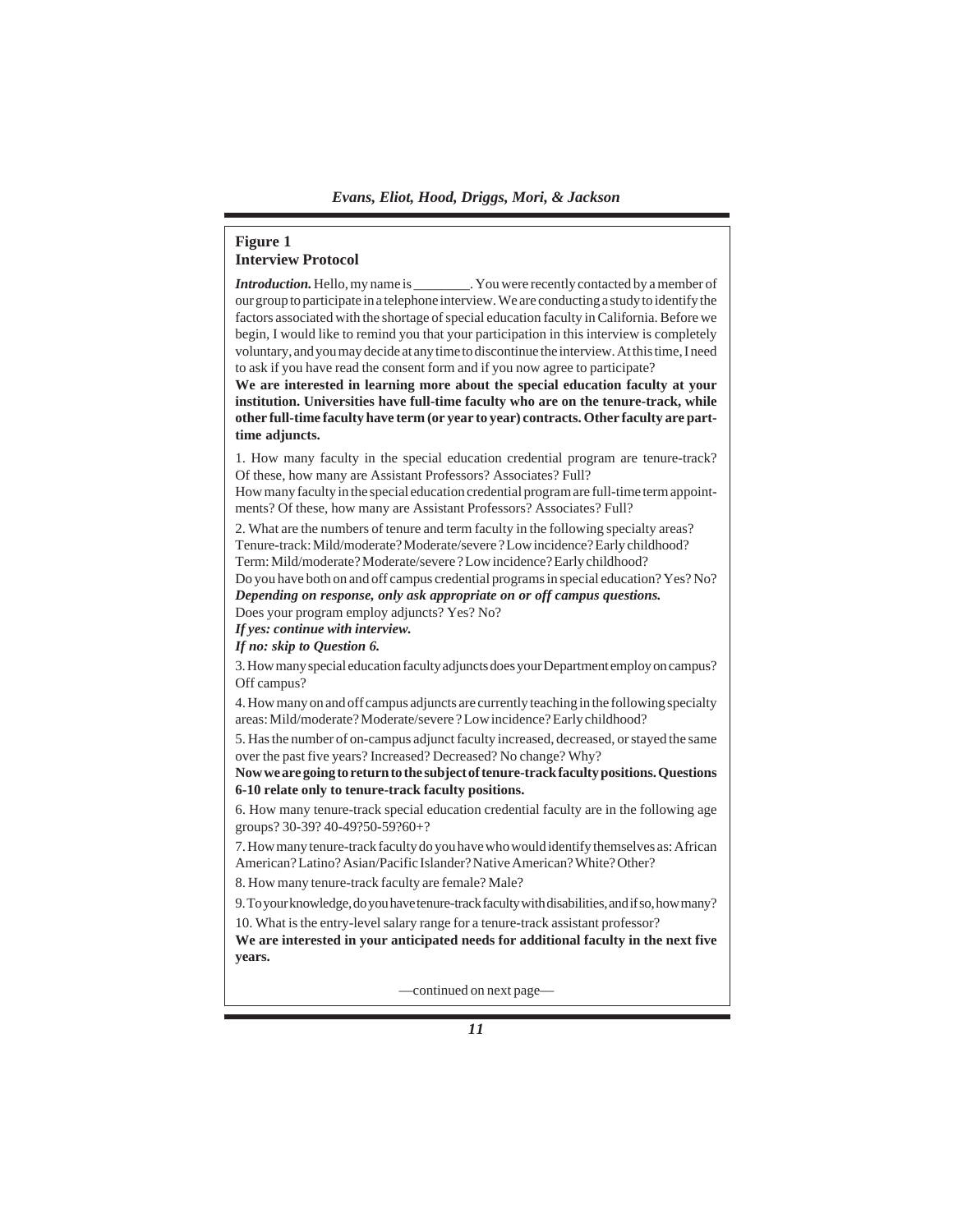**Figure 1**
**Interview Protocol**

***Introduction.*** Hello, my name is ________. You were recently contacted by a member of our group to participate in a telephone interview. We are conducting a study to identify the factors associated with the shortage of special education faculty in California. Before we begin, I would like to remind you that your participation in this interview is completely voluntary, and you may decide at any time to discontinue the interview. At this time, I need to ask if you have read the consent form and if you now agree to participate?

**We are interested in learning more about the special education faculty at your institution. Universities have full-time faculty who are on the tenure-track, while other full-time faculty have term (or year to year) contracts. Other faculty are part-time adjuncts.**

1. How many faculty in the special education credential program are tenure-track? Of these, how many are Assistant Professors? Associates? Full?
How many faculty in the special education credential program are full-time term appointments? Of these, how many are Assistant Professors? Associates? Full?

2. What are the numbers of tenure and term faculty in the following specialty areas?
Tenure-track: Mild/moderate? Moderate/severe ? Low incidence? Early childhood?
Term: Mild/moderate? Moderate/severe ? Low incidence? Early childhood?
Do you have both on and off campus credential programs in special education? Yes? No?
***Depending on response, only ask appropriate on or off campus questions.***
Does your program employ adjuncts? Yes? No?
***If yes: continue with interview.***
***If no: skip to Question 6.***

3. How many special education faculty adjuncts does your Department employ on campus? Off campus?

4. How many on and off campus adjuncts are currently teaching in the following specialty areas: Mild/moderate? Moderate/severe ? Low incidence? Early childhood?

5. Has the number of on-campus adjunct faculty increased, decreased, or stayed the same over the past five years? Increased? Decreased? No change? Why?

**Now we are going to return to the subject of tenure-track faculty positions. Questions 6-10 relate only to tenure-track faculty positions.**

6. How many tenure-track special education credential faculty are in the following age groups? 30-39? 40-49?50-59?60+?

7. How many tenure-track faculty do you have who would identify themselves as: African American? Latino? Asian/Pacific Islander? Native American? White? Other?

8. How many tenure-track faculty are female? Male?

9. To your knowledge, do you have tenure-track faculty with disabilities, and if so, how many?

10. What is the entry-level salary range for a tenure-track assistant professor?

**We are interested in your anticipated needs for additional faculty in the next five years.**

—continued on next page—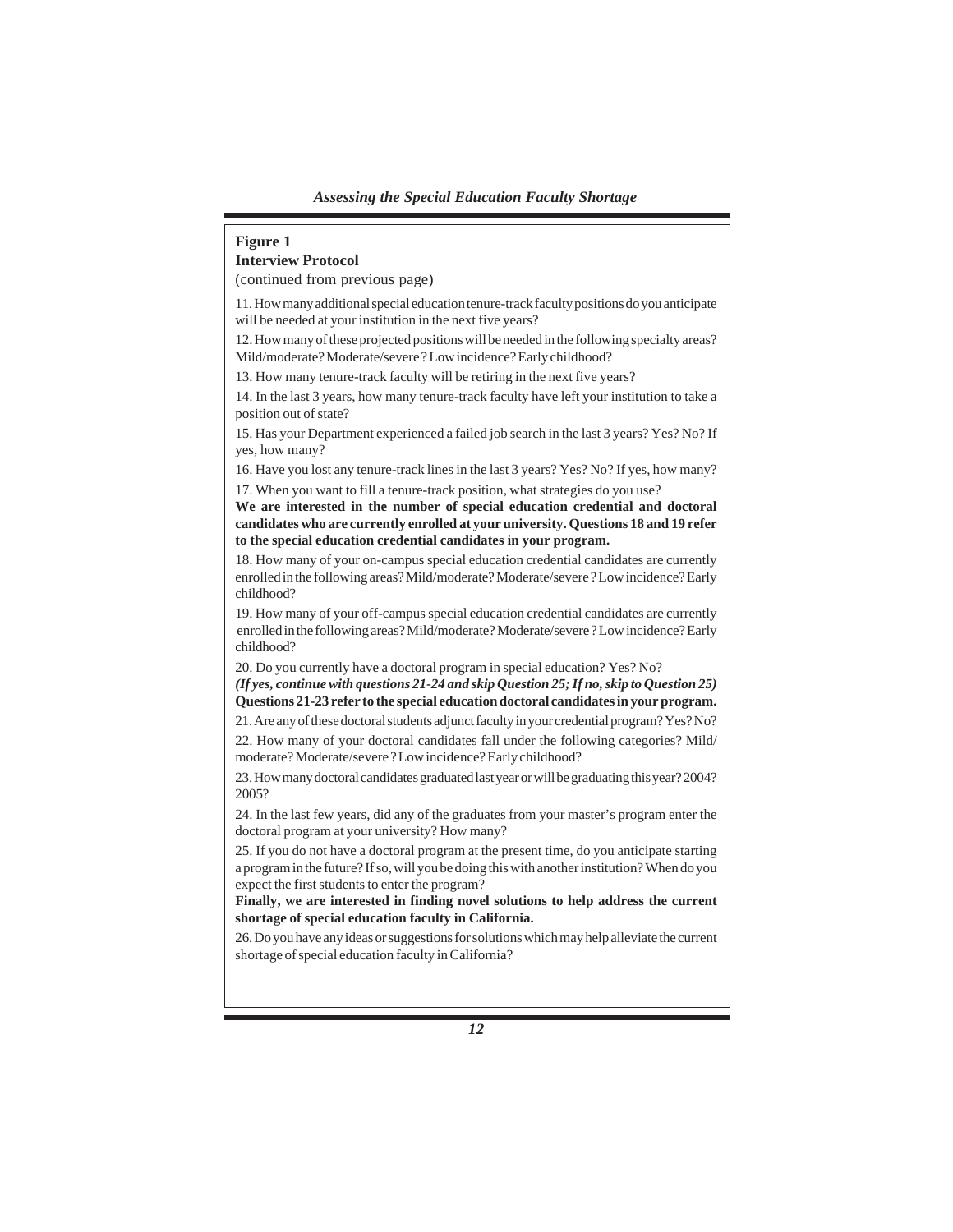**Figure 1**
**Interview Protocol**
(continued from previous page)

11. How many additional special education tenure-track faculty positions do you anticipate will be needed at your institution in the next five years?

12. How many of these projected positions will be needed in the following specialty areas? Mild/moderate? Moderate/severe ? Low incidence? Early childhood?

13. How many tenure-track faculty will be retiring in the next five years?

14. In the last 3 years, how many tenure-track faculty have left your institution to take a position out of state?

15. Has your Department experienced a failed job search in the last 3 years? Yes? No? If yes, how many?

16. Have you lost any tenure-track lines in the last 3 years? Yes? No? If yes, how many?

17. When you want to fill a tenure-track position, what strategies do you use?

**We are interested in the number of special education credential and doctoral candidates who are currently enrolled at your university. Questions 18 and 19 refer to the special education credential candidates in your program.**

18. How many of your on-campus special education credential candidates are currently enrolled in the following areas? Mild/moderate? Moderate/severe ? Low incidence? Early childhood?

19. How many of your off-campus special education credential candidates are currently enrolled in the following areas? Mild/moderate? Moderate/severe ? Low incidence? Early childhood?

20. Do you currently have a doctoral program in special education? Yes? No?

***(If yes, continue with questions 21-24 and skip Question 25; If no, skip to Question 25)***

**Questions 21-23 refer to the special education doctoral candidates in your program.**

21. Are any of these doctoral students adjunct faculty in your credential program? Yes? No?

22. How many of your doctoral candidates fall under the following categories? Mild/moderate? Moderate/severe ? Low incidence? Early childhood?

23. How many doctoral candidates graduated last year or will be graduating this year? 2004? 2005?

24. In the last few years, did any of the graduates from your master's program enter the doctoral program at your university? How many?

25. If you do not have a doctoral program at the present time, do you anticipate starting a program in the future? If so, will you be doing this with another institution? When do you expect the first students to enter the program?

**Finally, we are interested in finding novel solutions to help address the current shortage of special education faculty in California.**

26. Do you have any ideas or suggestions for solutions which may help alleviate the current shortage of special education faculty in California?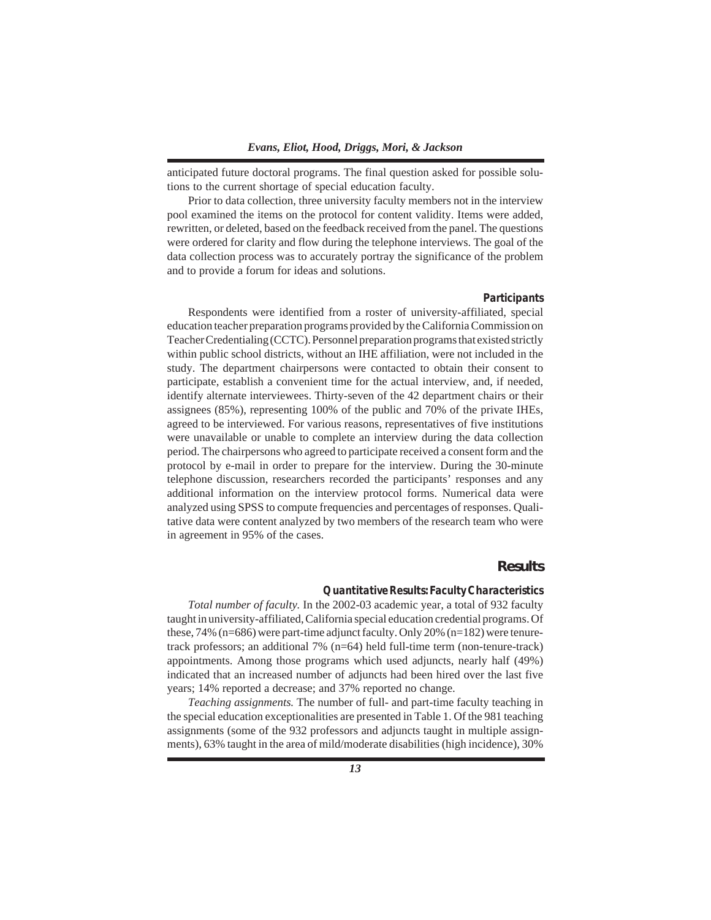anticipated future doctoral programs. The final question asked for possible solutions to the current shortage of special education faculty.

Prior to data collection, three university faculty members not in the interview pool examined the items on the protocol for content validity. Items were added, rewritten, or deleted, based on the feedback received from the panel. The questions were ordered for clarity and flow during the telephone interviews. The goal of the data collection process was to accurately portray the significance of the problem and to provide a forum for ideas and solutions.

### Participants

Respondents were identified from a roster of university-affiliated, special education teacher preparation programs provided by the California Commission on Teacher Credentialing (CCTC). Personnel preparation programs that existed strictly within public school districts, without an IHE affiliation, were not included in the study. The department chairpersons were contacted to obtain their consent to participate, establish a convenient time for the actual interview, and, if needed, identify alternate interviewees. Thirty-seven of the 42 department chairs or their assignees (85%), representing 100% of the public and 70% of the private IHEs, agreed to be interviewed. For various reasons, representatives of five institutions were unavailable or unable to complete an interview during the data collection period. The chairpersons who agreed to participate received a consent form and the protocol by e-mail in order to prepare for the interview. During the 30-minute telephone discussion, researchers recorded the participants' responses and any additional information on the interview protocol forms. Numerical data were analyzed using SPSS to compute frequencies and percentages of responses. Qualitative data were content analyzed by two members of the research team who were in agreement in 95% of the cases.

## Results

### Quantitative Results: Faculty Characteristics

*Total number of faculty.* In the 2002-03 academic year, a total of 932 faculty taught in university-affiliated, California special education credential programs. Of these, 74% (n=686) were part-time adjunct faculty. Only 20% (n=182) were tenure-track professors; an additional 7% (n=64) held full-time term (non-tenure-track) appointments. Among those programs which used adjuncts, nearly half (49%) indicated that an increased number of adjuncts had been hired over the last five years; 14% reported a decrease; and 37% reported no change.

*Teaching assignments.* The number of full- and part-time faculty teaching in the special education exceptionalities are presented in Table 1. Of the 981 teaching assignments (some of the 932 professors and adjuncts taught in multiple assignments), 63% taught in the area of mild/moderate disabilities (high incidence), 30%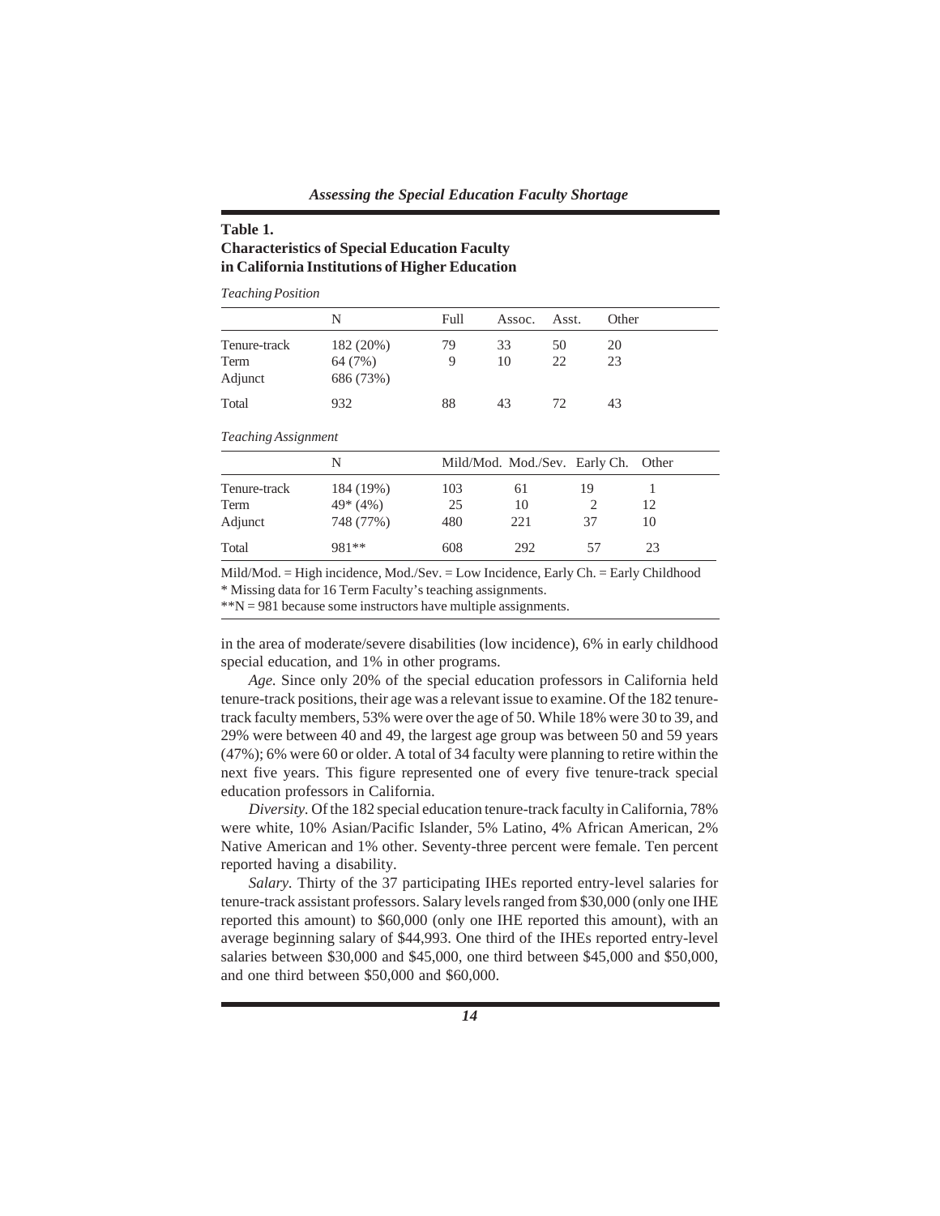**Table 1.**
**Characteristics of Special Education Faculty in California Institutions of Higher Education**

*Teaching Position*

| | N | Full | Assoc. | Asst. | Other |
|---|---|---|---|---|---|
| Tenure-track | 182 (20%) | 79 | 33 | 50 | 20 |
| Term | 64 (7%) | 9 | 10 | 22 | 23 |
| Adjunct | 686 (73%) | | | | |
| Total | 932 | 88 | 43 | 72 | 43 |

*Teaching Assignment*

| | N | Mild/Mod. | Mod./Sev. | Early Ch. | Other |
|---|---|---|---|---|---|
| Tenure-track | 184 (19%) | 103 | 61 | 19 | 1 |
| Term | 49* (4%) | 25 | 10 | 2 | 12 |
| Adjunct | 748 (77%) | 480 | 221 | 37 | 10 |
| Total | 981** | 608 | 292 | 57 | 23 |

Mild/Mod. = High incidence, Mod./Sev. = Low Incidence, Early Ch. = Early Childhood
* Missing data for 16 Term Faculty's teaching assignments.
**N = 981 because some instructors have multiple assignments.

in the area of moderate/severe disabilities (low incidence), 6% in early childhood special education, and 1% in other programs.

*Age.* Since only 20% of the special education professors in California held tenure-track positions, their age was a relevant issue to examine. Of the 182 tenure-track faculty members, 53% were over the age of 50. While 18% were 30 to 39, and 29% were between 40 and 49, the largest age group was between 50 and 59 years (47%); 6% were 60 or older. A total of 34 faculty were planning to retire within the next five years. This figure represented one of every five tenure-track special education professors in California.

*Diversity.* Of the 182 special education tenure-track faculty in California, 78% were white, 10% Asian/Pacific Islander, 5% Latino, 4% African American, 2% Native American and 1% other. Seventy-three percent were female. Ten percent reported having a disability.

*Salary.* Thirty of the 37 participating IHEs reported entry-level salaries for tenure-track assistant professors. Salary levels ranged from $30,000 (only one IHE reported this amount) to $60,000 (only one IHE reported this amount), with an average beginning salary of $44,993. One third of the IHEs reported entry-level salaries between $30,000 and $45,000, one third between $45,000 and $50,000, and one third between $50,000 and $60,000.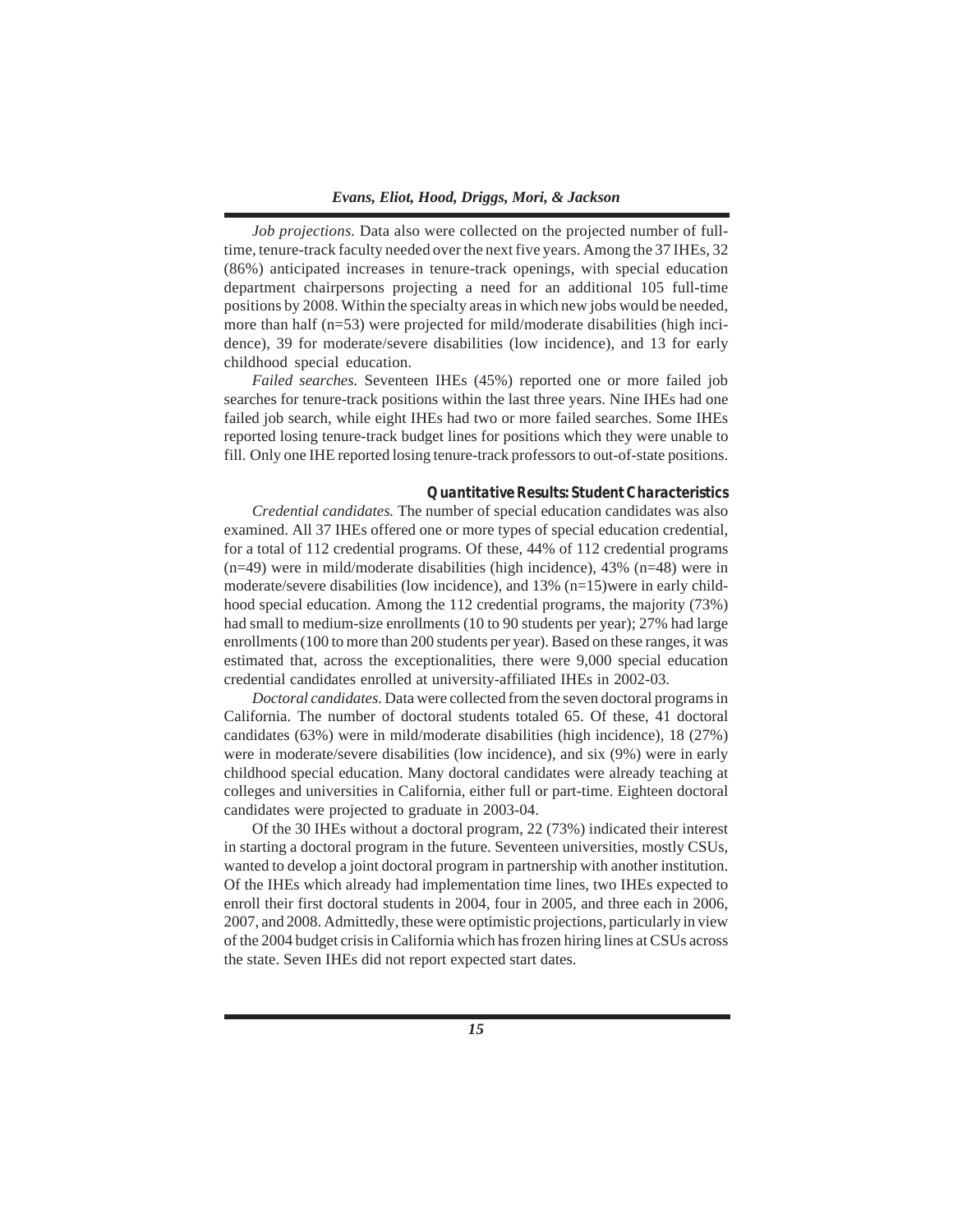*Job projections.* Data also were collected on the projected number of full-time, tenure-track faculty needed over the next five years. Among the 37 IHEs, 32 (86%) anticipated increases in tenure-track openings, with special education department chairpersons projecting a need for an additional 105 full-time positions by 2008. Within the specialty areas in which new jobs would be needed, more than half (n=53) were projected for mild/moderate disabilities (high incidence), 39 for moderate/severe disabilities (low incidence), and 13 for early childhood special education.

*Failed searches.* Seventeen IHEs (45%) reported one or more failed job searches for tenure-track positions within the last three years. Nine IHEs had one failed job search, while eight IHEs had two or more failed searches. Some IHEs reported losing tenure-track budget lines for positions which they were unable to fill. Only one IHE reported losing tenure-track professors to out-of-state positions.

### Quantitative Results: Student Characteristics

*Credential candidates.* The number of special education candidates was also examined. All 37 IHEs offered one or more types of special education credential, for a total of 112 credential programs. Of these, 44% of 112 credential programs (n=49) were in mild/moderate disabilities (high incidence), 43% (n=48) were in moderate/severe disabilities (low incidence), and 13% (n=15)were in early childhood special education. Among the 112 credential programs, the majority (73%) had small to medium-size enrollments (10 to 90 students per year); 27% had large enrollments (100 to more than 200 students per year). Based on these ranges, it was estimated that, across the exceptionalities, there were 9,000 special education credential candidates enrolled at university-affiliated IHEs in 2002-03.

*Doctoral candidates.* Data were collected from the seven doctoral programs in California. The number of doctoral students totaled 65. Of these, 41 doctoral candidates (63%) were in mild/moderate disabilities (high incidence), 18 (27%) were in moderate/severe disabilities (low incidence), and six (9%) were in early childhood special education. Many doctoral candidates were already teaching at colleges and universities in California, either full or part-time. Eighteen doctoral candidates were projected to graduate in 2003-04.

Of the 30 IHEs without a doctoral program, 22 (73%) indicated their interest in starting a doctoral program in the future. Seventeen universities, mostly CSUs, wanted to develop a joint doctoral program in partnership with another institution. Of the IHEs which already had implementation time lines, two IHEs expected to enroll their first doctoral students in 2004, four in 2005, and three each in 2006, 2007, and 2008. Admittedly, these were optimistic projections, particularly in view of the 2004 budget crisis in California which has frozen hiring lines at CSUs across the state. Seven IHEs did not report expected start dates.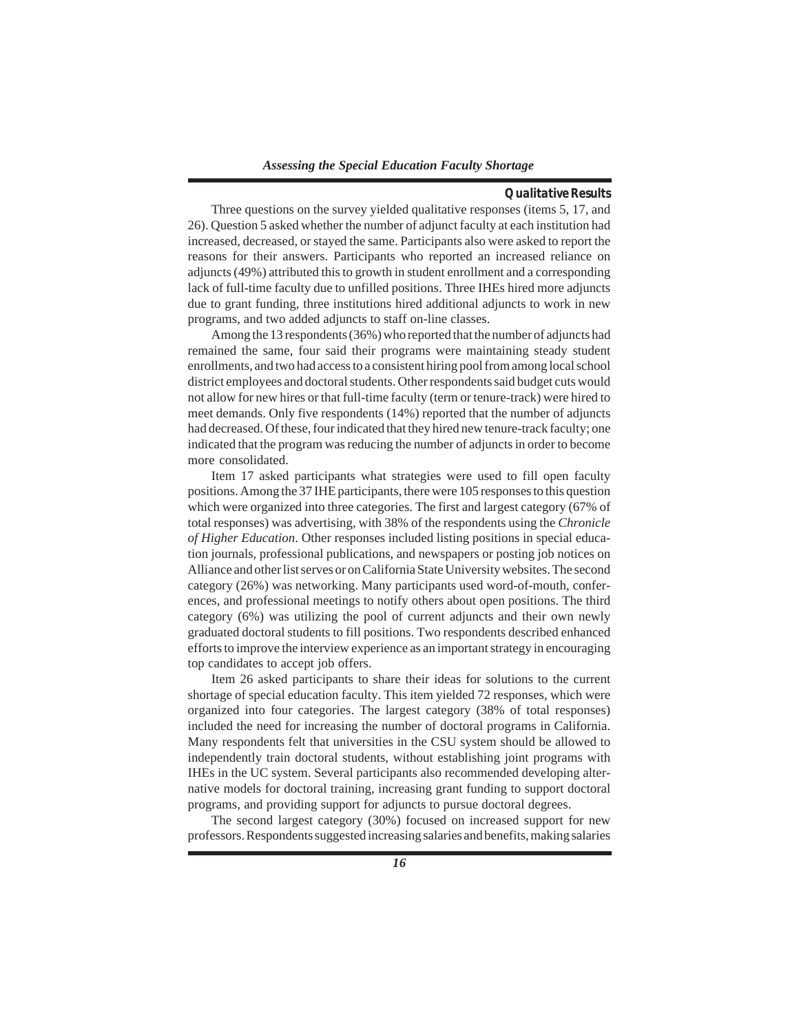### Qualitative Results

Three questions on the survey yielded qualitative responses (items 5, 17, and 26). Question 5 asked whether the number of adjunct faculty at each institution had increased, decreased, or stayed the same. Participants also were asked to report the reasons for their answers. Participants who reported an increased reliance on adjuncts (49%) attributed this to growth in student enrollment and a corresponding lack of full-time faculty due to unfilled positions. Three IHEs hired more adjuncts due to grant funding, three institutions hired additional adjuncts to work in new programs, and two added adjuncts to staff on-line classes.

Among the 13 respondents (36%) who reported that the number of adjuncts had remained the same, four said their programs were maintaining steady student enrollments, and two had access to a consistent hiring pool from among local school district employees and doctoral students. Other respondents said budget cuts would not allow for new hires or that full-time faculty (term or tenure-track) were hired to meet demands. Only five respondents (14%) reported that the number of adjuncts had decreased. Of these, four indicated that they hired new tenure-track faculty; one indicated that the program was reducing the number of adjuncts in order to become more consolidated.

Item 17 asked participants what strategies were used to fill open faculty positions. Among the 37 IHE participants, there were 105 responses to this question which were organized into three categories. The first and largest category (67% of total responses) was advertising, with 38% of the respondents using the *Chronicle of Higher Education*. Other responses included listing positions in special education journals, professional publications, and newspapers or posting job notices on Alliance and other list serves or on California State University websites. The second category (26%) was networking. Many participants used word-of-mouth, conferences, and professional meetings to notify others about open positions. The third category (6%) was utilizing the pool of current adjuncts and their own newly graduated doctoral students to fill positions. Two respondents described enhanced efforts to improve the interview experience as an important strategy in encouraging top candidates to accept job offers.

Item 26 asked participants to share their ideas for solutions to the current shortage of special education faculty. This item yielded 72 responses, which were organized into four categories. The largest category (38% of total responses) included the need for increasing the number of doctoral programs in California. Many respondents felt that universities in the CSU system should be allowed to independently train doctoral students, without establishing joint programs with IHEs in the UC system. Several participants also recommended developing alternative models for doctoral training, increasing grant funding to support doctoral programs, and providing support for adjuncts to pursue doctoral degrees.

The second largest category (30%) focused on increased support for new professors. Respondents suggested increasing salaries and benefits, making salaries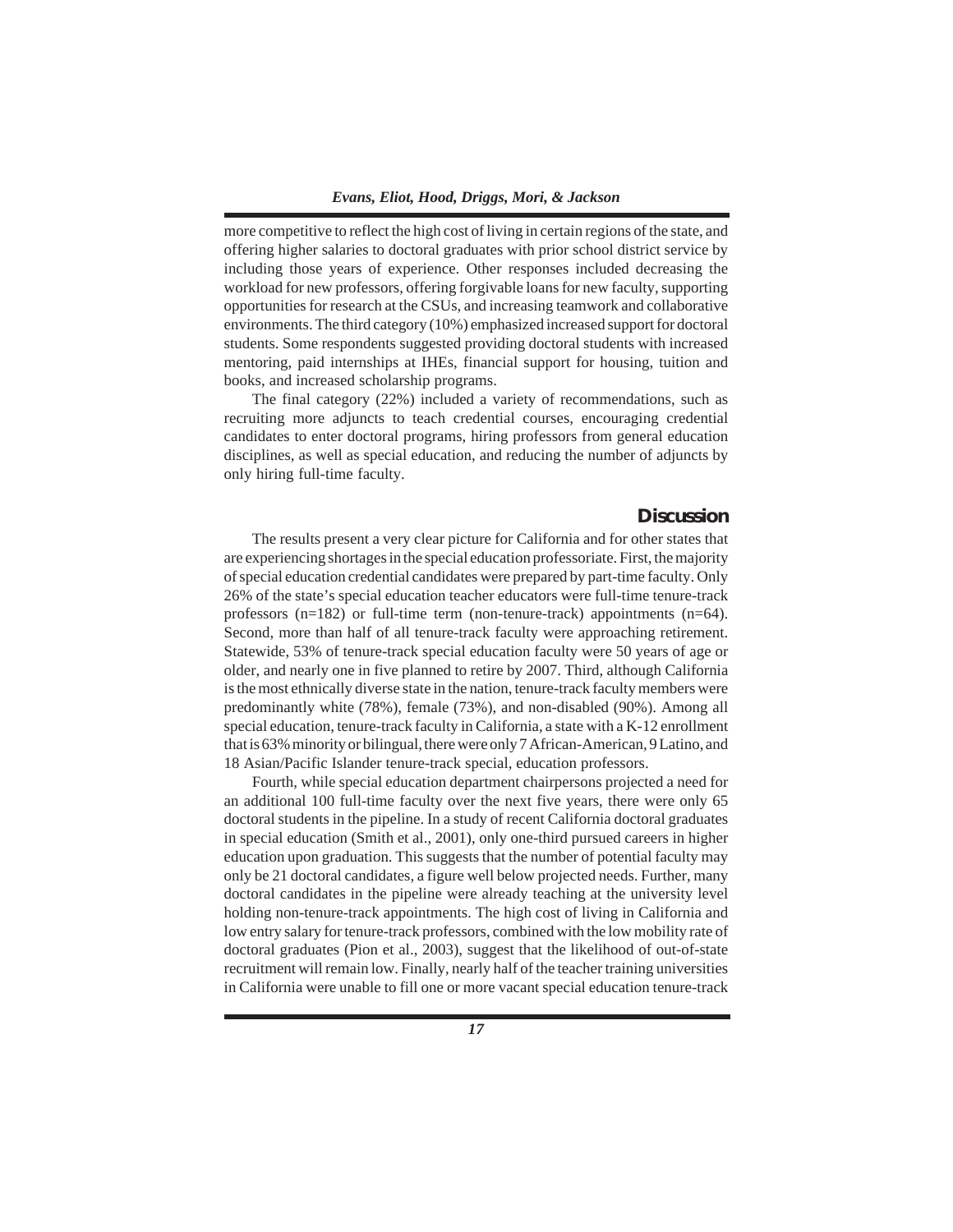more competitive to reflect the high cost of living in certain regions of the state, and offering higher salaries to doctoral graduates with prior school district service by including those years of experience. Other responses included decreasing the workload for new professors, offering forgivable loans for new faculty, supporting opportunities for research at the CSUs, and increasing teamwork and collaborative environments. The third category (10%) emphasized increased support for doctoral students. Some respondents suggested providing doctoral students with increased mentoring, paid internships at IHEs, financial support for housing, tuition and books, and increased scholarship programs.

The final category (22%) included a variety of recommendations, such as recruiting more adjuncts to teach credential courses, encouraging credential candidates to enter doctoral programs, hiring professors from general education disciplines, as well as special education, and reducing the number of adjuncts by only hiring full-time faculty.

## Discussion

The results present a very clear picture for California and for other states that are experiencing shortages in the special education professoriate. First, the majority of special education credential candidates were prepared by part-time faculty. Only 26% of the state's special education teacher educators were full-time tenure-track professors (n=182) or full-time term (non-tenure-track) appointments (n=64). Second, more than half of all tenure-track faculty were approaching retirement. Statewide, 53% of tenure-track special education faculty were 50 years of age or older, and nearly one in five planned to retire by 2007. Third, although California is the most ethnically diverse state in the nation, tenure-track faculty members were predominantly white (78%), female (73%), and non-disabled (90%). Among all special education, tenure-track faculty in California, a state with a K-12 enrollment that is 63% minority or bilingual, there were only 7 African-American, 9 Latino, and 18 Asian/Pacific Islander tenure-track special, education professors.

Fourth, while special education department chairpersons projected a need for an additional 100 full-time faculty over the next five years, there were only 65 doctoral students in the pipeline. In a study of recent California doctoral graduates in special education (Smith et al., 2001), only one-third pursued careers in higher education upon graduation. This suggests that the number of potential faculty may only be 21 doctoral candidates, a figure well below projected needs. Further, many doctoral candidates in the pipeline were already teaching at the university level holding non-tenure-track appointments. The high cost of living in California and low entry salary for tenure-track professors, combined with the low mobility rate of doctoral graduates (Pion et al., 2003), suggest that the likelihood of out-of-state recruitment will remain low. Finally, nearly half of the teacher training universities in California were unable to fill one or more vacant special education tenure-track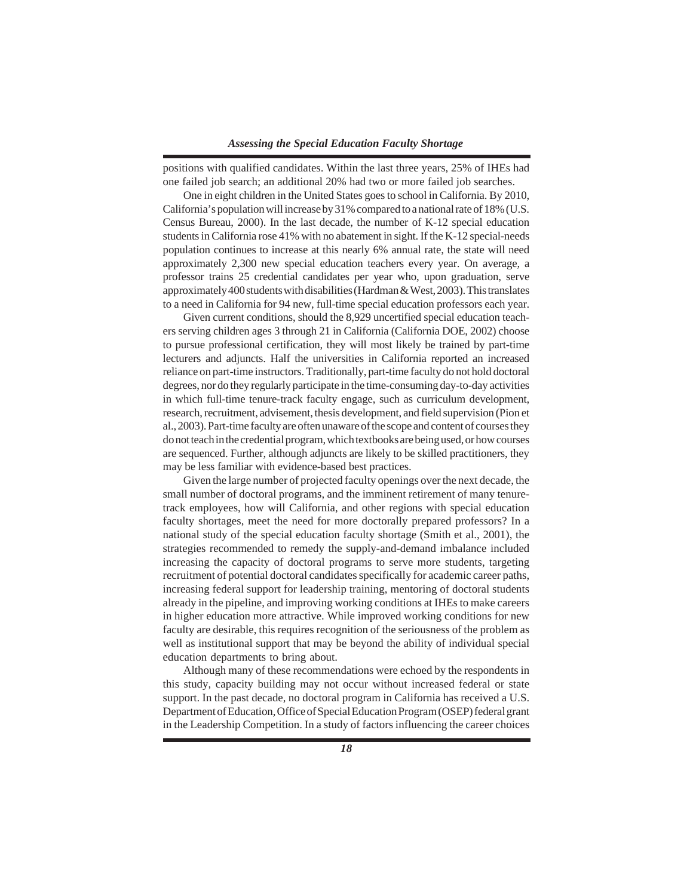positions with qualified candidates. Within the last three years, 25% of IHEs had one failed job search; an additional 20% had two or more failed job searches.

One in eight children in the United States goes to school in California. By 2010, California's population will increase by 31% compared to a national rate of 18% (U.S. Census Bureau, 2000). In the last decade, the number of K-12 special education students in California rose 41% with no abatement in sight. If the K-12 special-needs population continues to increase at this nearly 6% annual rate, the state will need approximately 2,300 new special education teachers every year. On average, a professor trains 25 credential candidates per year who, upon graduation, serve approximately 400 students with disabilities (Hardman & West, 2003). This translates to a need in California for 94 new, full-time special education professors each year.

Given current conditions, should the 8,929 uncertified special education teachers serving children ages 3 through 21 in California (California DOE, 2002) choose to pursue professional certification, they will most likely be trained by part-time lecturers and adjuncts. Half the universities in California reported an increased reliance on part-time instructors. Traditionally, part-time faculty do not hold doctoral degrees, nor do they regularly participate in the time-consuming day-to-day activities in which full-time tenure-track faculty engage, such as curriculum development, research, recruitment, advisement, thesis development, and field supervision (Pion et al., 2003). Part-time faculty are often unaware of the scope and content of courses they do not teach in the credential program, which textbooks are being used, or how courses are sequenced. Further, although adjuncts are likely to be skilled practitioners, they may be less familiar with evidence-based best practices.

Given the large number of projected faculty openings over the next decade, the small number of doctoral programs, and the imminent retirement of many tenure-track employees, how will California, and other regions with special education faculty shortages, meet the need for more doctorally prepared professors? In a national study of the special education faculty shortage (Smith et al., 2001), the strategies recommended to remedy the supply-and-demand imbalance included increasing the capacity of doctoral programs to serve more students, targeting recruitment of potential doctoral candidates specifically for academic career paths, increasing federal support for leadership training, mentoring of doctoral students already in the pipeline, and improving working conditions at IHEs to make careers in higher education more attractive. While improved working conditions for new faculty are desirable, this requires recognition of the seriousness of the problem as well as institutional support that may be beyond the ability of individual special education departments to bring about.

Although many of these recommendations were echoed by the respondents in this study, capacity building may not occur without increased federal or state support. In the past decade, no doctoral program in California has received a U.S. Department of Education, Office of Special Education Program (OSEP) federal grant in the Leadership Competition. In a study of factors influencing the career choices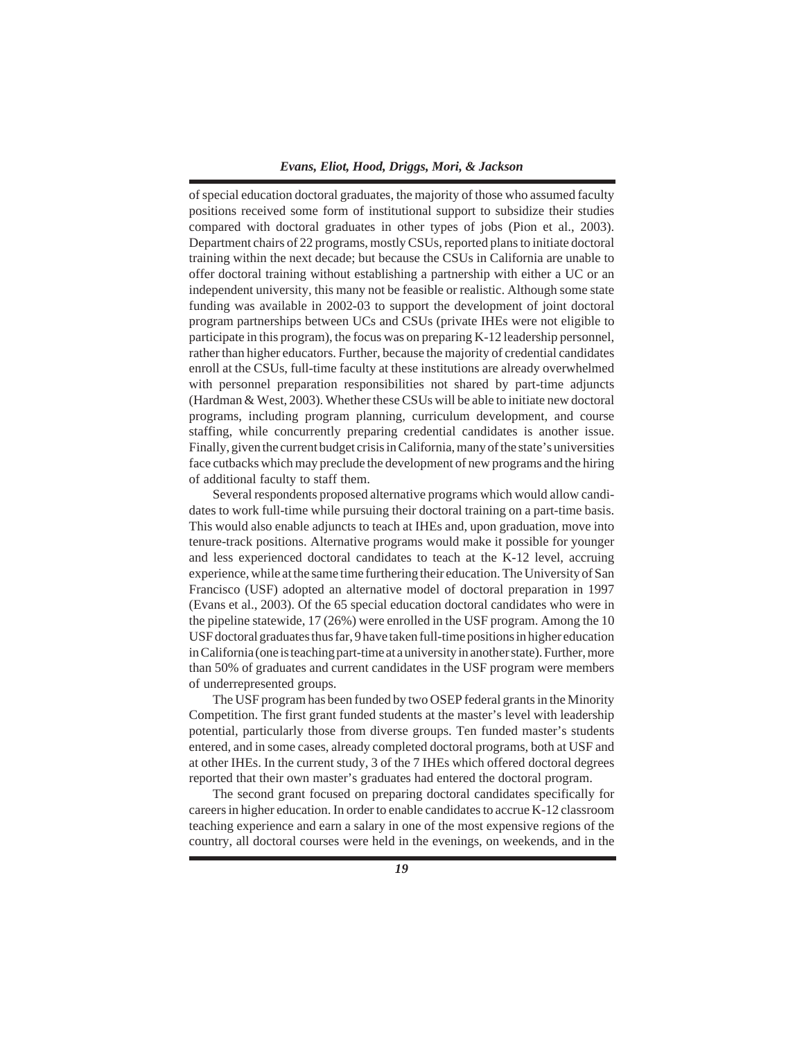of special education doctoral graduates, the majority of those who assumed faculty positions received some form of institutional support to subsidize their studies compared with doctoral graduates in other types of jobs (Pion et al., 2003). Department chairs of 22 programs, mostly CSUs, reported plans to initiate doctoral training within the next decade; but because the CSUs in California are unable to offer doctoral training without establishing a partnership with either a UC or an independent university, this many not be feasible or realistic. Although some state funding was available in 2002-03 to support the development of joint doctoral program partnerships between UCs and CSUs (private IHEs were not eligible to participate in this program), the focus was on preparing K-12 leadership personnel, rather than higher educators. Further, because the majority of credential candidates enroll at the CSUs, full-time faculty at these institutions are already overwhelmed with personnel preparation responsibilities not shared by part-time adjuncts (Hardman & West, 2003). Whether these CSUs will be able to initiate new doctoral programs, including program planning, curriculum development, and course staffing, while concurrently preparing credential candidates is another issue. Finally, given the current budget crisis in California, many of the state's universities face cutbacks which may preclude the development of new programs and the hiring of additional faculty to staff them.

Several respondents proposed alternative programs which would allow candidates to work full-time while pursuing their doctoral training on a part-time basis. This would also enable adjuncts to teach at IHEs and, upon graduation, move into tenure-track positions. Alternative programs would make it possible for younger and less experienced doctoral candidates to teach at the K-12 level, accruing experience, while at the same time furthering their education. The University of San Francisco (USF) adopted an alternative model of doctoral preparation in 1997 (Evans et al., 2003). Of the 65 special education doctoral candidates who were in the pipeline statewide, 17 (26%) were enrolled in the USF program. Among the 10 USF doctoral graduates thus far, 9 have taken full-time positions in higher education in California (one is teaching part-time at a university in another state). Further, more than 50% of graduates and current candidates in the USF program were members of underrepresented groups.

The USF program has been funded by two OSEP federal grants in the Minority Competition. The first grant funded students at the master's level with leadership potential, particularly those from diverse groups. Ten funded master's students entered, and in some cases, already completed doctoral programs, both at USF and at other IHEs. In the current study, 3 of the 7 IHEs which offered doctoral degrees reported that their own master's graduates had entered the doctoral program.

The second grant focused on preparing doctoral candidates specifically for careers in higher education. In order to enable candidates to accrue K-12 classroom teaching experience and earn a salary in one of the most expensive regions of the country, all doctoral courses were held in the evenings, on weekends, and in the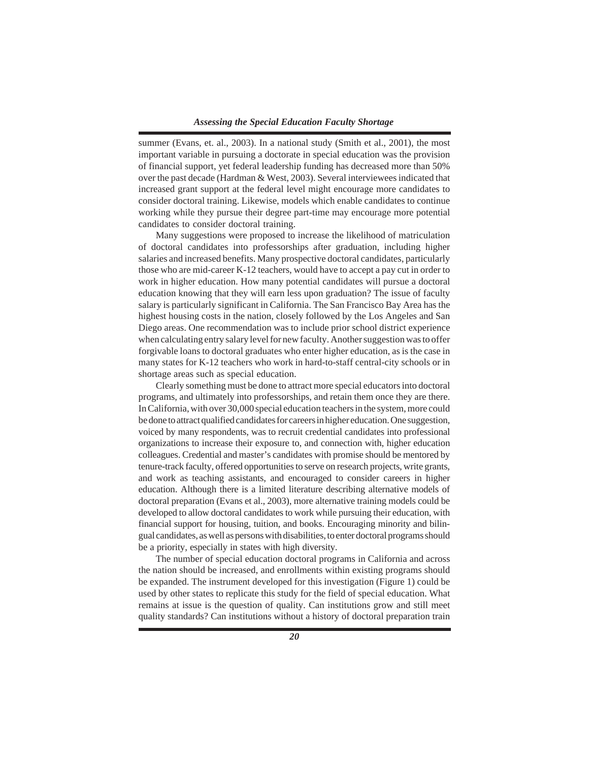summer (Evans, et. al., 2003). In a national study (Smith et al., 2001), the most important variable in pursuing a doctorate in special education was the provision of financial support, yet federal leadership funding has decreased more than 50% over the past decade (Hardman & West, 2003). Several interviewees indicated that increased grant support at the federal level might encourage more candidates to consider doctoral training. Likewise, models which enable candidates to continue working while they pursue their degree part-time may encourage more potential candidates to consider doctoral training.

Many suggestions were proposed to increase the likelihood of matriculation of doctoral candidates into professorships after graduation, including higher salaries and increased benefits. Many prospective doctoral candidates, particularly those who are mid-career K-12 teachers, would have to accept a pay cut in order to work in higher education. How many potential candidates will pursue a doctoral education knowing that they will earn less upon graduation? The issue of faculty salary is particularly significant in California. The San Francisco Bay Area has the highest housing costs in the nation, closely followed by the Los Angeles and San Diego areas. One recommendation was to include prior school district experience when calculating entry salary level for new faculty. Another suggestion was to offer forgivable loans to doctoral graduates who enter higher education, as is the case in many states for K-12 teachers who work in hard-to-staff central-city schools or in shortage areas such as special education.

Clearly something must be done to attract more special educators into doctoral programs, and ultimately into professorships, and retain them once they are there. In California, with over 30,000 special education teachers in the system, more could be done to attract qualified candidates for careers in higher education. One suggestion, voiced by many respondents, was to recruit credential candidates into professional organizations to increase their exposure to, and connection with, higher education colleagues. Credential and master's candidates with promise should be mentored by tenure-track faculty, offered opportunities to serve on research projects, write grants, and work as teaching assistants, and encouraged to consider careers in higher education. Although there is a limited literature describing alternative models of doctoral preparation (Evans et al., 2003), more alternative training models could be developed to allow doctoral candidates to work while pursuing their education, with financial support for housing, tuition, and books. Encouraging minority and bilingual candidates, as well as persons with disabilities, to enter doctoral programs should be a priority, especially in states with high diversity.

The number of special education doctoral programs in California and across the nation should be increased, and enrollments within existing programs should be expanded. The instrument developed for this investigation (Figure 1) could be used by other states to replicate this study for the field of special education. What remains at issue is the question of quality. Can institutions grow and still meet quality standards? Can institutions without a history of doctoral preparation train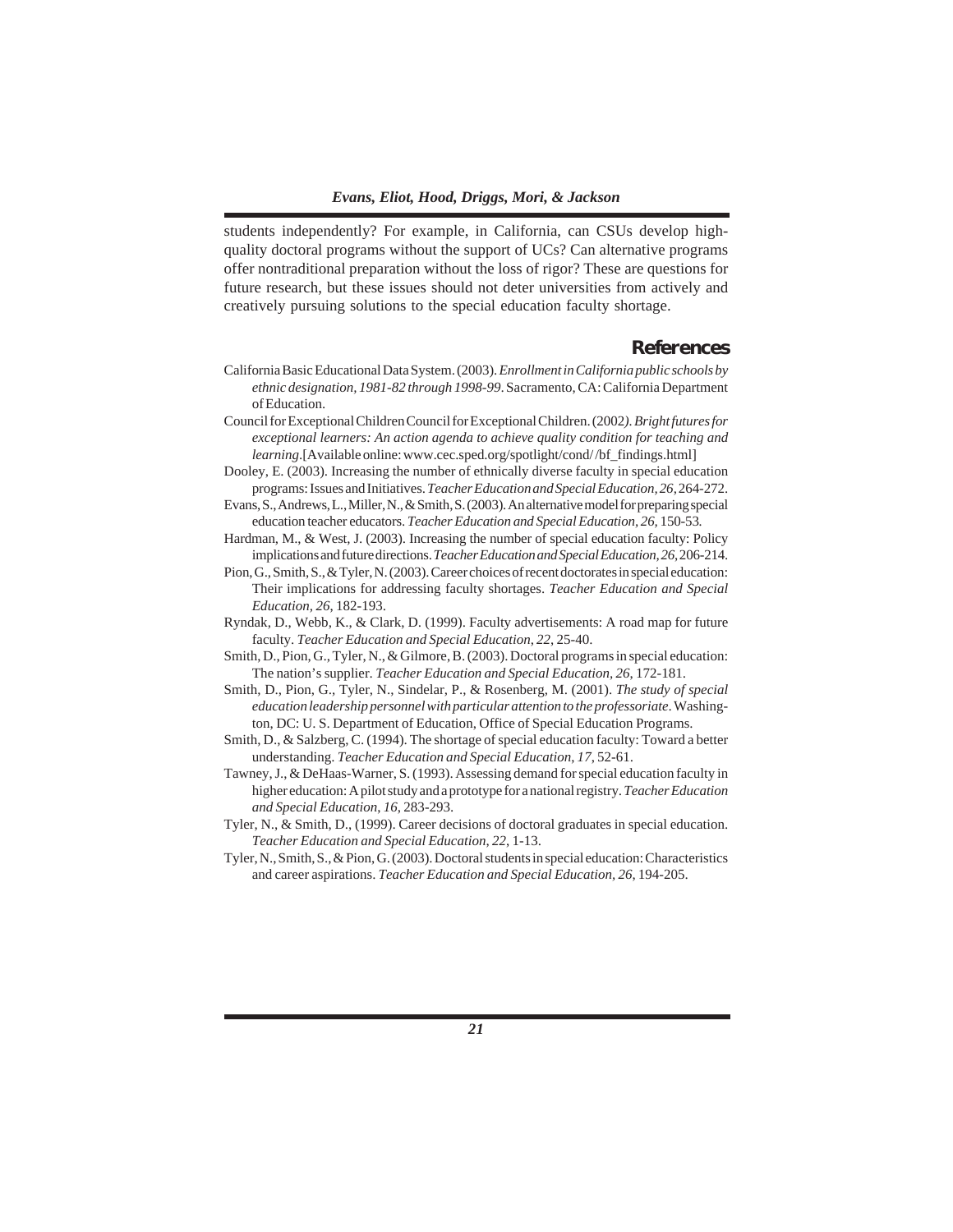students independently? For example, in California, can CSUs develop high-quality doctoral programs without the support of UCs? Can alternative programs offer nontraditional preparation without the loss of rigor? These are questions for future research, but these issues should not deter universities from actively and creatively pursuing solutions to the special education faculty shortage.

## References

California Basic Educational Data System. (2003). *Enrollment in California public schools by ethnic designation, 1981-82 through 1998-99*. Sacramento, CA: California Department of Education.

Council for Exceptional Children Council for Exceptional Children. (2002*). Bright futures for exceptional learners: An action agenda to achieve quality condition for teaching and learning*.[Available online: www.cec.sped.org/spotlight/cond/ /bf_findings.html]

Dooley, E. (2003). Increasing the number of ethnically diverse faculty in special education programs: Issues and Initiatives. *Teacher Education and Special Education, 26,* 264-272.

Evans, S., Andrews, L., Miller, N., & Smith, S. (2003). An alternative model for preparing special education teacher educators. *Teacher Education and Special Education, 26,* 150-53*.*

Hardman, M., & West, J. (2003). Increasing the number of special education faculty: Policy implications and future directions. *Teacher Education and Special Education, 26,* 206-214.

Pion, G., Smith, S., & Tyler, N. (2003). Career choices of recent doctorates in special education: Their implications for addressing faculty shortages. *Teacher Education and Special Education, 26,* 182-193.

Ryndak, D., Webb, K., & Clark, D. (1999). Faculty advertisements: A road map for future faculty. *Teacher Education and Special Education, 22,* 25-40.

Smith, D., Pion, G., Tyler, N., & Gilmore, B. (2003). Doctoral programs in special education: The nation's supplier. *Teacher Education and Special Education, 26,* 172-181.

Smith, D., Pion, G., Tyler, N., Sindelar, P., & Rosenberg, M. (2001). *The study of special education leadership personnel with particular attention to the professoriate*. Washington, DC: U. S. Department of Education, Office of Special Education Programs.

Smith, D., & Salzberg, C. (1994). The shortage of special education faculty: Toward a better understanding. *Teacher Education and Special Education, 17,* 52-61.

Tawney, J., & DeHaas-Warner, S. (1993). Assessing demand for special education faculty in higher education: A pilot study and a prototype for a national registry. *Teacher Education and Special Education, 16,* 283-293.

Tyler, N., & Smith, D., (1999). Career decisions of doctoral graduates in special education. *Teacher Education and Special Education, 22,* 1-13.

Tyler, N., Smith, S., & Pion, G. (2003). Doctoral students in special education: Characteristics and career aspirations. *Teacher Education and Special Education, 26,* 194-205.